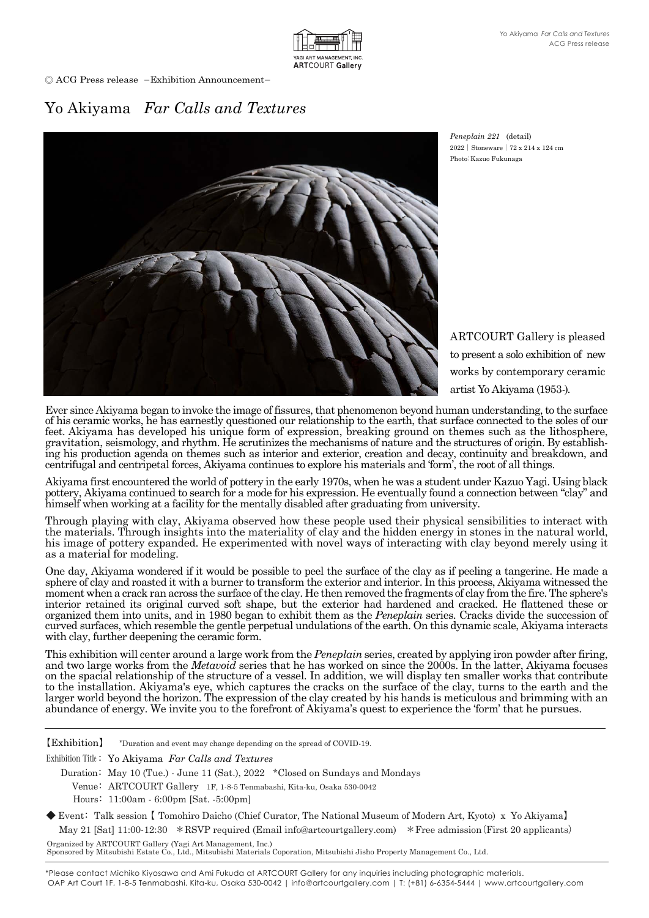◎ ACG Press release –Exhibition Announcement–

# Yo Akiyama *Far Calls and Textures*

*Peneplain 221* (detail)
2022｜Stoneware｜72 x 214 x 124 cm
Photo: Kazuo Fukunaga

ARTCOURT Gallery is pleased to present a solo exhibition of new works by contemporary ceramic artist Yo Akiyama (1953-).

Ever since Akiyama began to invoke the image of fissures, that phenomenon beyond human understanding, to the surface of his ceramic works, he has earnestly questioned our relationship to the earth, that surface connected to the soles of our feet. Akiyama has developed his unique form of expression, breaking ground on themes such as the lithosphere, gravitation, seismology, and rhythm. He scrutinizes the mechanisms of nature and the structures of origin. By establishing his production agenda on themes such as interior and exterior, creation and decay, continuity and breakdown, and centrifugal and centripetal forces, Akiyama continues to explore his materials and 'form', the root of all things.

Akiyama first encountered the world of pottery in the early 1970s, when he was a student under Kazuo Yagi. Using black pottery, Akiyama continued to search for a mode for his expression. He eventually found a connection between "clay" and himself when working at a facility for the mentally disabled after graduating from university.

Through playing with clay, Akiyama observed how these people used their physical sensibilities to interact with the materials. Through insights into the materiality of clay and the hidden energy in stones in the natural world, his image of pottery expanded. He experimented with novel ways of interacting with clay beyond merely using it as a material for modeling.

One day, Akiyama wondered if it would be possible to peel the surface of the clay as if peeling a tangerine. He made a sphere of clay and roasted it with a burner to transform the exterior and interior. In this process, Akiyama witnessed the moment when a crack ran across the surface of the clay. He then removed the fragments of clay from the fire. The sphere's interior retained its original curved soft shape, but the exterior had hardened and cracked. He flattened these or organized them into units, and in 1980 began to exhibit them as the *Peneplain* series. Cracks divide the succession of curved surfaces, which resemble the gentle perpetual undulations of the earth. On this dynamic scale, Akiyama interacts with clay, further deepening the ceramic form.

This exhibition will center around a large work from the *Peneplain* series, created by applying iron powder after firing, and two large works from the *Metavoid* series that he has worked on since the 2000s. In the latter, Akiyama focuses on the spacial relationship of the structure of a vessel. In addition, we will display ten smaller works that contribute to the installation. Akiyama's eye, which captures the cracks on the surface of the clay, turns to the earth and the larger world beyond the horizon. The expression of the clay created by his hands is meticulous and brimming with an abundance of energy. We invite you to the forefront of Akiyama's quest to experience the 'form' that he pursues.

---

【Exhibition】 *Duration and event may change depending on the spread of COVID-19.

Exhibition Title：Yo Akiyama *Far Calls and Textures*
Duration：May 10 (Tue.) - June 11 (Sat.), 2022 *Closed on Sundays and Mondays
Venue：ARTCOURT Gallery 1F, 1-8-5 Tenmabashi, Kita-ku, Osaka 530-0042
Hours：11:00am - 6:00pm [Sat. -5:00pm]

◆ Event：Talk session【 Tomohiro Daicho (Chief Curator, The National Museum of Modern Art, Kyoto) x Yo Akiyama】
May 21 [Sat] 11:00-12:30 ＊RSVP required (Email info@artcourtgallery.com) ＊Free admission（First 20 applicants）

Organized by ARTCOURT Gallery (Yagi Art Management, Inc.)
Sponsored by Mitsubishi Estate Co., Ltd., Mitsubishi Materials Coporation, Mitsubishi Jisho Property Management Co., Ltd.

---

*Please contact Michiko Kiyosawa and Ami Fukuda at ARTCOURT Gallery for any inquiries including photographic materials.
OAP Art Court 1F, 1-8-5 Tenmabashi, Kita-ku, Osaka 530-0042 | info@artcourtgallery.com | T: (+81) 6-6354-5444 | www.artcourtgallery.com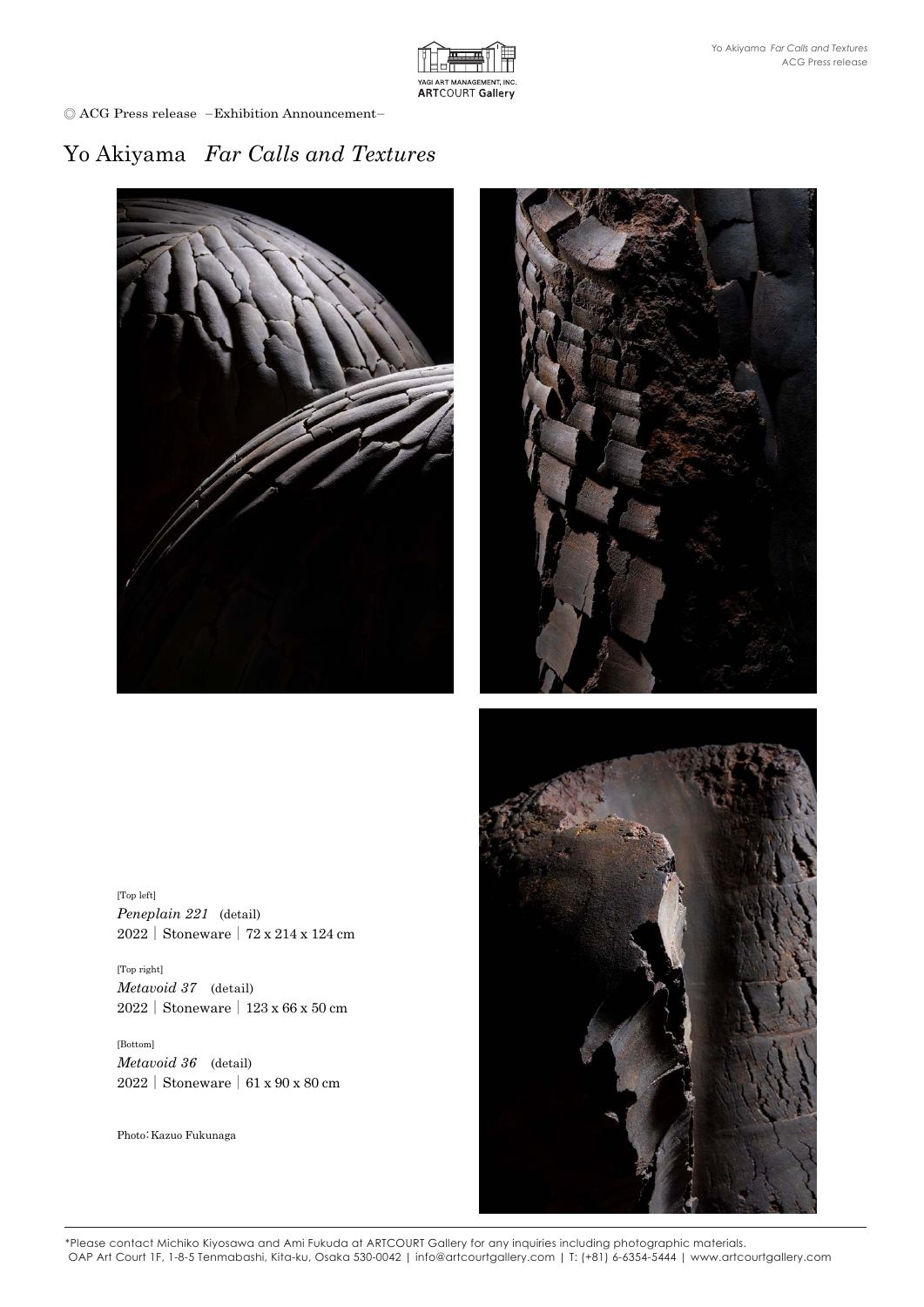◎ ACG Press release –Exhibition Announcement–

# Yo Akiyama *Far Calls and Textures*

[Top left]
*Peneplain 221* (detail)
2022 | Stoneware | 72 x 214 x 124 cm

[Top right]
*Metavoid 37* (detail)
2022 | Stoneware | 123 x 66 x 50 cm

[Bottom]
*Metavoid 36* (detail)
2022 | Stoneware | 61 x 90 x 80 cm

Photo: Kazuo Fukunaga

*Please contact Michiko Kiyosawa and Ami Fukuda at ARTCOURT Gallery for any inquiries including photographic materials.
OAP Art Court 1F, 1-8-5 Tenmabashi, Kita-ku, Osaka 530-0042 | info@artcourtgallery.com | T: (+81) 6-6354-5444 | www.artcourtgallery.com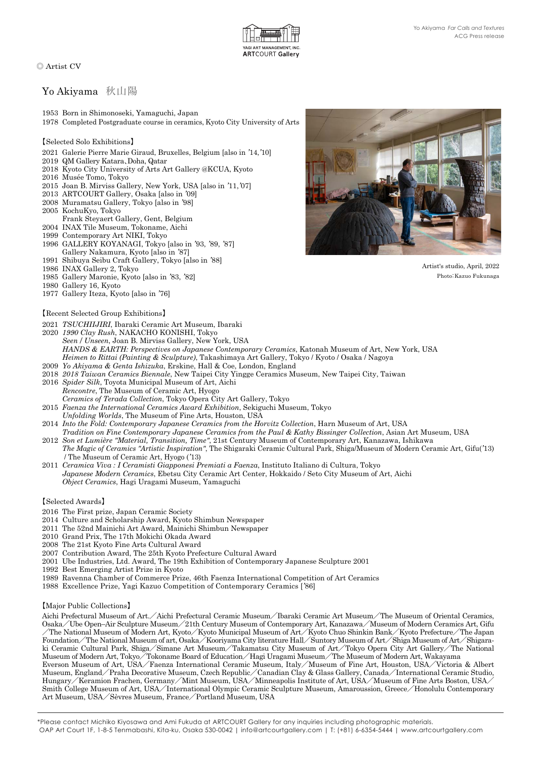◎ Artist CV

# Yo Akiyama　秋山陽

1953 Born in Shimonoseki, Yamaguchi, Japan
1978 Completed Postgraduate course in ceramics, Kyoto City University of Arts

【Selected Solo Exhibitions】

2021 Galerie Pierre Marie Giraud, Bruxelles, Belgium [also in '14,'10]
2019 QM Gallery Katara, Doha, Qatar
2018 Kyoto City University of Arts Art Gallery @KCUA, Kyoto
2016 Musée Tomo, Tokyo
2015 Joan B. Mirviss Gallery, New York, USA [also in '11,'07]
2013 ARTCOURT Gallery, Osaka [also in '09]
2008 Muramatsu Gallery, Tokyo [also in '98]
2005 KochuKyo, Tokyo
Frank Steyaert Gallery, Gent, Belgium
2004 INAX Tile Museum, Tokoname, Aichi
1999 Contemporary Art NIKI, Tokyo
1996 GALLERY KOYANAGI, Tokyo [also in '93, '89, '87]
Gallery Nakamura, Kyoto [also in '87]
1991 Shibuya Seibu Craft Gallery, Tokyo [also in '88]
1986 INAX Gallery 2, Tokyo
1985 Gallery Maronie, Kyoto [also in '83, '82]
1980 Gallery 16, Kyoto
1977 Gallery Iteza, Kyoto [also in '76]

Artist's studio, April, 2022
Photo: Kazuo Fukunaga

【Recent Selected Group Exhibitions】

2021 *TSUCHIIJIRI*, Ibaraki Ceramic Art Museum, Ibaraki
2020 *1990 Clay Rush*, NAKACHO KONISHI, Tokyo
*Seen / Unseen*, Joan B. Mirviss Gallery, New York, USA
*HANDS & EARTH: Perspectives on Japanese Contemporary Ceramics*, Katonah Museum of Art, New York, USA
*Heimen to Rittai (Painting & Sculpture)*, Takashimaya Art Gallery, Tokyo / Kyoto / Osaka / Nagoya
2009 *Yo Akiyama & Genta Ishizuka*, Erskine, Hall & Coe, London, England
2018 *2018 Taiwan Ceramics Biennale*, New Taipei City Yingge Ceramics Museum, New Taipei City, Taiwan
2016 *Spider Silk*, Toyota Municipal Museum of Art, Aichi
*Rencontre*, The Museum of Ceramic Art, Hyogo
*Ceramics of Terada Collection*, Tokyo Opera City Art Gallery, Tokyo
2015 *Faenza the International Ceramics Award Exhibition*, Sekiguchi Museum, Tokyo
*Unfolding Worlds*, The Museum of Fine Arts, Houston, USA
2014 *Into the Fold: Contemporary Japanese Ceramics from the Horvitz Collection*, Harn Museum of Art, USA
*Tradition on Fine Contemporary Japanese Ceramics from the Paul & Kathy Bissinger Collection*, Asian Art Museum, USA
2012 *Son et Lumière "Material, Transition, Time"*, 21st Century Museum of Contemporary Art, Kanazawa, Ishikawa
*The Magic of Ceramics "Artistic Inspiration"*, The Shigaraki Ceramic Cultural Park, Shiga/Museum of Modern Ceramic Art, Gifu('13) / The Museum of Ceramic Art, Hyogo ('13)
2011 *Ceramica Viva : I Ceramisti Giapponesi Premiati a Faenza*, Instituto Italiano di Cultura, Tokyo
*Japanese Modern Ceramics*, Ebetsu City Ceramic Art Center, Hokkaido / Seto City Museum of Art, Aichi
*Object Ceramics*, Hagi Uragami Museum, Yamaguchi

【Selected Awards】

2016 The First prize, Japan Ceramic Society
2014 Culture and Scholarship Award, Kyoto Shimbun Newspaper
2011 The 52nd Mainichi Art Award, Mainichi Shimbun Newspaper
2010 Grand Prix, The 17th Mokichi Okada Award
2008 The 21st Kyoto Fine Arts Cultural Award
2007 Contribution Award, The 25th Kyoto Prefecture Cultural Award
2001 Ube Industries, Ltd. Award, The 19th Exhibition of Contemporary Japanese Sculpture 2001
1992 Best Emerging Artist Prize in Kyoto
1989 Ravenna Chamber of Commerce Prize, 46th Faenza International Competition of Art Ceramics
1988 Excellence Prize, Yagi Kazuo Competition of Contemporary Ceramics ['86]

【Major Public Collections】

Aichi Prefectural Museum of Art.／Aichi Prefectural Ceramic Museum／Ibaraki Ceramic Art Museum／The Museum of Oriental Ceramics, Osaka／Ube Open–Air Sculpture Museum／21th Century Museum of Contemporary Art, Kanazawa／Museum of Modern Ceramics Art, Gifu／The National Museum of Modern Art, Kyoto／Kyoto Municipal Museum of Art／Kyoto Chuo Shinkin Bank／Kyoto Prefecture／The Japan Foundation／The National Museum of art, Osaka／Kooriyama City literature Hall／Suntory Museum of Art／Shiga Museum of Art／Shigaraki Ceramic Cultural Park, Shiga／Simane Art Museum／Takamatsu City Museum of Art／Tokyo Opera City Art Gallery／The National Museum of Modern Art, Tokyo／Tokoname Board of Education／Hagi Uragami Museum／The Museum of Modern Art, Wakayama
Everson Museum of Art, USA／Faenza International Ceramic Museum, Italy／Museum of Fine Art, Houston, USA／Victoria & Albert Museum, England／Praha Decorative Museum, Czech Republic／Canadian Clay & Glass Gallery, Canada／International Ceramic Studio, Hungary／Keramion Frachen, Germany／Mint Museum, USA／Minneapolis Institute of Art, USA／Museum of Fine Arts Boston, USA／Smith College Museum of Art, USA／International Olympic Ceramic Sculpture Museum, Amaroussion, Greece／Honolulu Contemporary Art Museum, USA／Sèvres Museum, France／Portland Museum, USA

*Please contact Michiko Kiyosawa and Ami Fukuda at ARTCOURT Gallery for any inquiries including photographic materials.
OAP Art Court 1F, 1-8-5 Tenmabashi, Kita-ku, Osaka 530-0042 | info@artcourtgallery.com | T: (+81) 6-6354-5444 | www.artcourtgallery.com